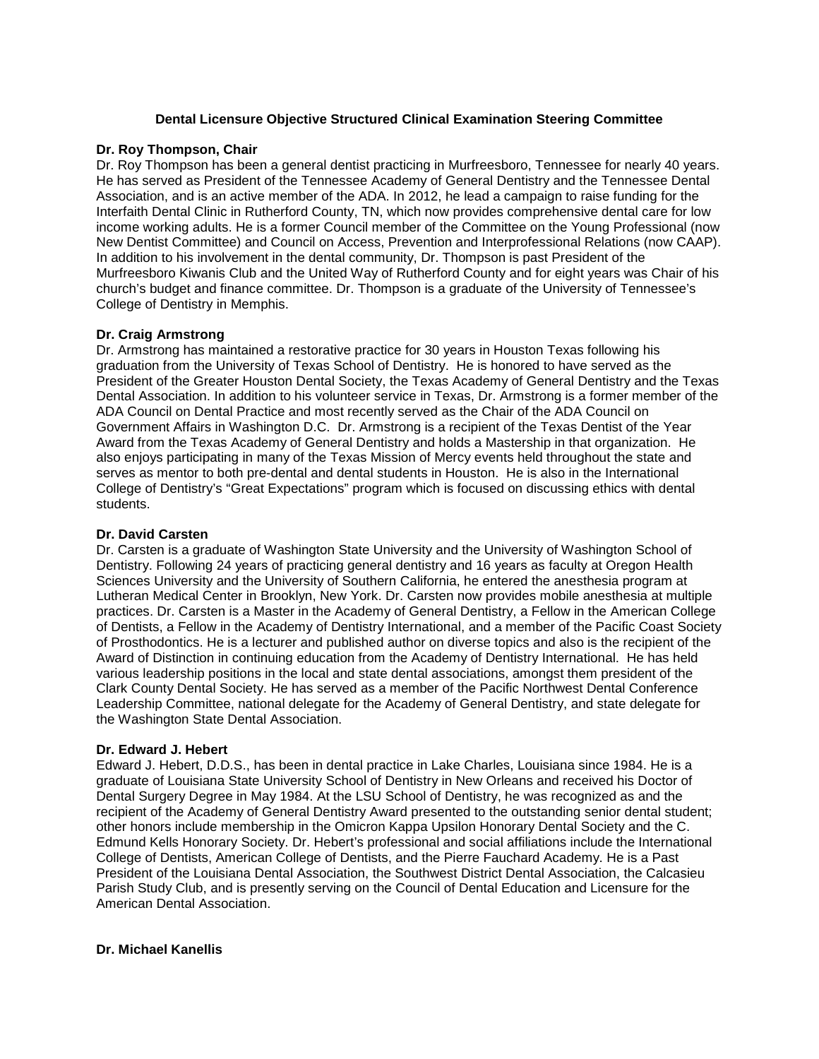# Dental Licensure Objective Structured Clinical Examination Steering Committee

**Dr. Roy Thompson, Chair**

Dr. Roy Thompson has been a general dentist practicing in Murfreesboro, Tennessee for nearly 40 years. He has served as President of the Tennessee Academy of General Dentistry and the Tennessee Dental Association, and is an active member of the ADA. In 2012, he lead a campaign to raise funding for the Interfaith Dental Clinic in Rutherford County, TN, which now provides comprehensive dental care for low income working adults. He is a former Council member of the Committee on the Young Professional (now New Dentist Committee) and Council on Access, Prevention and Interprofessional Relations (now CAAP). In addition to his involvement in the dental community, Dr. Thompson is past President of the Murfreesboro Kiwanis Club and the United Way of Rutherford County and for eight years was Chair of his church's budget and finance committee. Dr. Thompson is a graduate of the University of Tennessee's College of Dentistry in Memphis.

**Dr. Craig Armstrong**

Dr. Armstrong has maintained a restorative practice for 30 years in Houston Texas following his graduation from the University of Texas School of Dentistry. He is honored to have served as the President of the Greater Houston Dental Society, the Texas Academy of General Dentistry and the Texas Dental Association. In addition to his volunteer service in Texas, Dr. Armstrong is a former member of the ADA Council on Dental Practice and most recently served as the Chair of the ADA Council on Government Affairs in Washington D.C. Dr. Armstrong is a recipient of the Texas Dentist of the Year Award from the Texas Academy of General Dentistry and holds a Mastership in that organization. He also enjoys participating in many of the Texas Mission of Mercy events held throughout the state and serves as mentor to both pre-dental and dental students in Houston. He is also in the International College of Dentistry's "Great Expectations" program which is focused on discussing ethics with dental students.

**Dr. David Carsten**

Dr. Carsten is a graduate of Washington State University and the University of Washington School of Dentistry. Following 24 years of practicing general dentistry and 16 years as faculty at Oregon Health Sciences University and the University of Southern California, he entered the anesthesia program at Lutheran Medical Center in Brooklyn, New York. Dr. Carsten now provides mobile anesthesia at multiple practices. Dr. Carsten is a Master in the Academy of General Dentistry, a Fellow in the American College of Dentists, a Fellow in the Academy of Dentistry International, and a member of the Pacific Coast Society of Prosthodontics. He is a lecturer and published author on diverse topics and also is the recipient of the Award of Distinction in continuing education from the Academy of Dentistry International. He has held various leadership positions in the local and state dental associations, amongst them president of the Clark County Dental Society. He has served as a member of the Pacific Northwest Dental Conference Leadership Committee, national delegate for the Academy of General Dentistry, and state delegate for the Washington State Dental Association.

**Dr. Edward J. Hebert**

Edward J. Hebert, D.D.S., has been in dental practice in Lake Charles, Louisiana since 1984. He is a graduate of Louisiana State University School of Dentistry in New Orleans and received his Doctor of Dental Surgery Degree in May 1984. At the LSU School of Dentistry, he was recognized as and the recipient of the Academy of General Dentistry Award presented to the outstanding senior dental student; other honors include membership in the Omicron Kappa Upsilon Honorary Dental Society and the C. Edmund Kells Honorary Society. Dr. Hebert's professional and social affiliations include the International College of Dentists, American College of Dentists, and the Pierre Fauchard Academy. He is a Past President of the Louisiana Dental Association, the Southwest District Dental Association, the Calcasieu Parish Study Club, and is presently serving on the Council of Dental Education and Licensure for the American Dental Association.

**Dr. Michael Kanellis**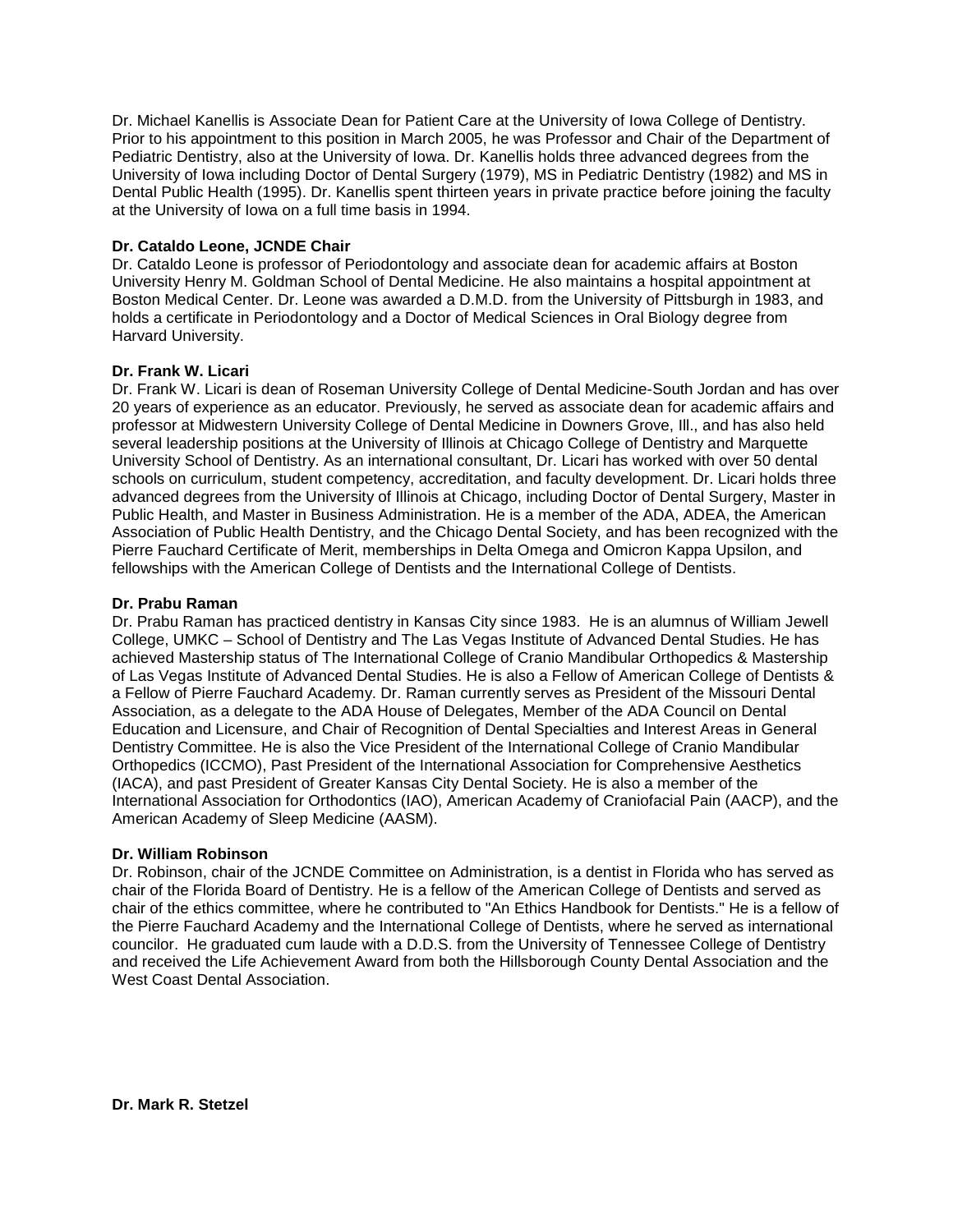Dr. Michael Kanellis is Associate Dean for Patient Care at the University of Iowa College of Dentistry. Prior to his appointment to this position in March 2005, he was Professor and Chair of the Department of Pediatric Dentistry, also at the University of Iowa. Dr. Kanellis holds three advanced degrees from the University of Iowa including Doctor of Dental Surgery (1979), MS in Pediatric Dentistry (1982) and MS in Dental Public Health (1995). Dr. Kanellis spent thirteen years in private practice before joining the faculty at the University of Iowa on a full time basis in 1994.

**Dr. Cataldo Leone, JCNDE Chair**

Dr. Cataldo Leone is professor of Periodontology and associate dean for academic affairs at Boston University Henry M. Goldman School of Dental Medicine. He also maintains a hospital appointment at Boston Medical Center. Dr. Leone was awarded a D.M.D. from the University of Pittsburgh in 1983, and holds a certificate in Periodontology and a Doctor of Medical Sciences in Oral Biology degree from Harvard University.

**Dr. Frank W. Licari**

Dr. Frank W. Licari is dean of Roseman University College of Dental Medicine-South Jordan and has over 20 years of experience as an educator. Previously, he served as associate dean for academic affairs and professor at Midwestern University College of Dental Medicine in Downers Grove, Ill., and has also held several leadership positions at the University of Illinois at Chicago College of Dentistry and Marquette University School of Dentistry. As an international consultant, Dr. Licari has worked with over 50 dental schools on curriculum, student competency, accreditation, and faculty development. Dr. Licari holds three advanced degrees from the University of Illinois at Chicago, including Doctor of Dental Surgery, Master in Public Health, and Master in Business Administration. He is a member of the ADA, ADEA, the American Association of Public Health Dentistry, and the Chicago Dental Society, and has been recognized with the Pierre Fauchard Certificate of Merit, memberships in Delta Omega and Omicron Kappa Upsilon, and fellowships with the American College of Dentists and the International College of Dentists.

**Dr. Prabu Raman**

Dr. Prabu Raman has practiced dentistry in Kansas City since 1983. He is an alumnus of William Jewell College, UMKC – School of Dentistry and The Las Vegas Institute of Advanced Dental Studies. He has achieved Mastership status of The International College of Cranio Mandibular Orthopedics & Mastership of Las Vegas Institute of Advanced Dental Studies. He is also a Fellow of American College of Dentists & a Fellow of Pierre Fauchard Academy. Dr. Raman currently serves as President of the Missouri Dental Association, as a delegate to the ADA House of Delegates, Member of the ADA Council on Dental Education and Licensure, and Chair of Recognition of Dental Specialties and Interest Areas in General Dentistry Committee. He is also the Vice President of the International College of Cranio Mandibular Orthopedics (ICCMO), Past President of the International Association for Comprehensive Aesthetics (IACA), and past President of Greater Kansas City Dental Society. He is also a member of the International Association for Orthodontics (IAO), American Academy of Craniofacial Pain (AACP), and the American Academy of Sleep Medicine (AASM).

**Dr. William Robinson**

Dr. Robinson, chair of the JCNDE Committee on Administration, is a dentist in Florida who has served as chair of the Florida Board of Dentistry. He is a fellow of the American College of Dentists and served as chair of the ethics committee, where he contributed to "An Ethics Handbook for Dentists." He is a fellow of the Pierre Fauchard Academy and the International College of Dentists, where he served as international councilor. He graduated cum laude with a D.D.S. from the University of Tennessee College of Dentistry and received the Life Achievement Award from both the Hillsborough County Dental Association and the West Coast Dental Association.

**Dr. Mark R. Stetzel**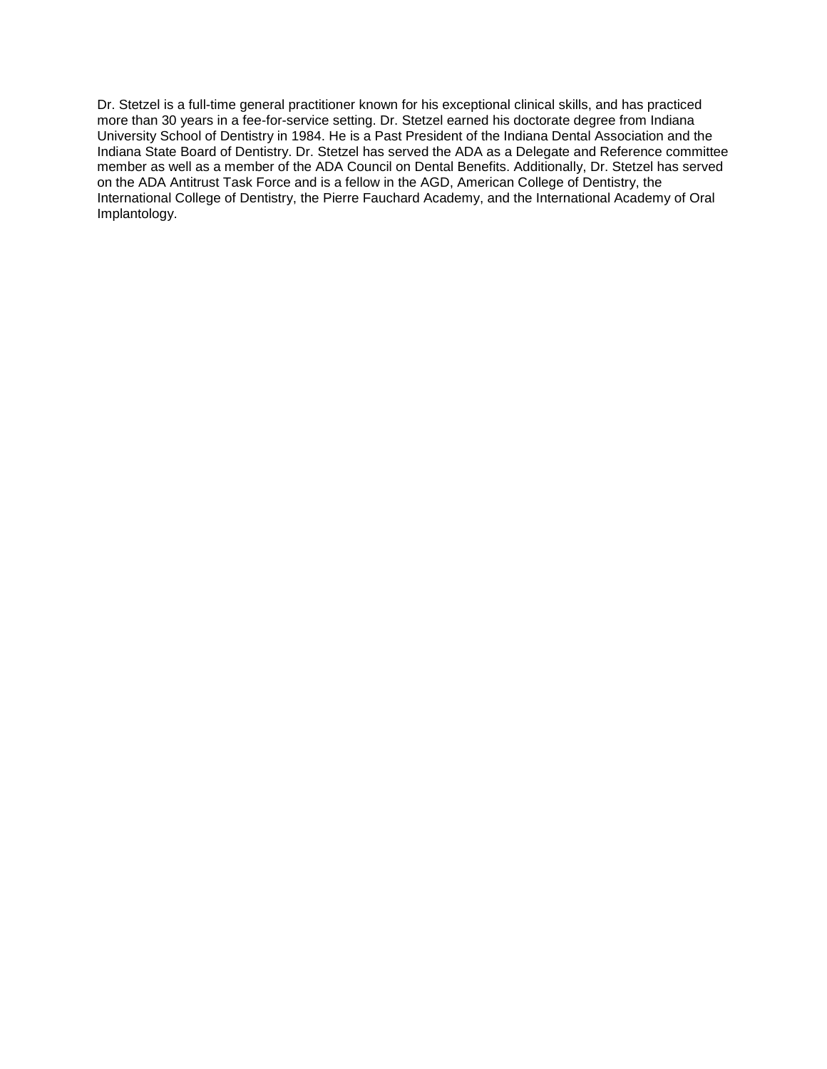Dr. Stetzel is a full-time general practitioner known for his exceptional clinical skills, and has practiced more than 30 years in a fee-for-service setting. Dr. Stetzel earned his doctorate degree from Indiana University School of Dentistry in 1984. He is a Past President of the Indiana Dental Association and the Indiana State Board of Dentistry. Dr. Stetzel has served the ADA as a Delegate and Reference committee member as well as a member of the ADA Council on Dental Benefits. Additionally, Dr. Stetzel has served on the ADA Antitrust Task Force and is a fellow in the AGD, American College of Dentistry, the International College of Dentistry, the Pierre Fauchard Academy, and the International Academy of Oral Implantology.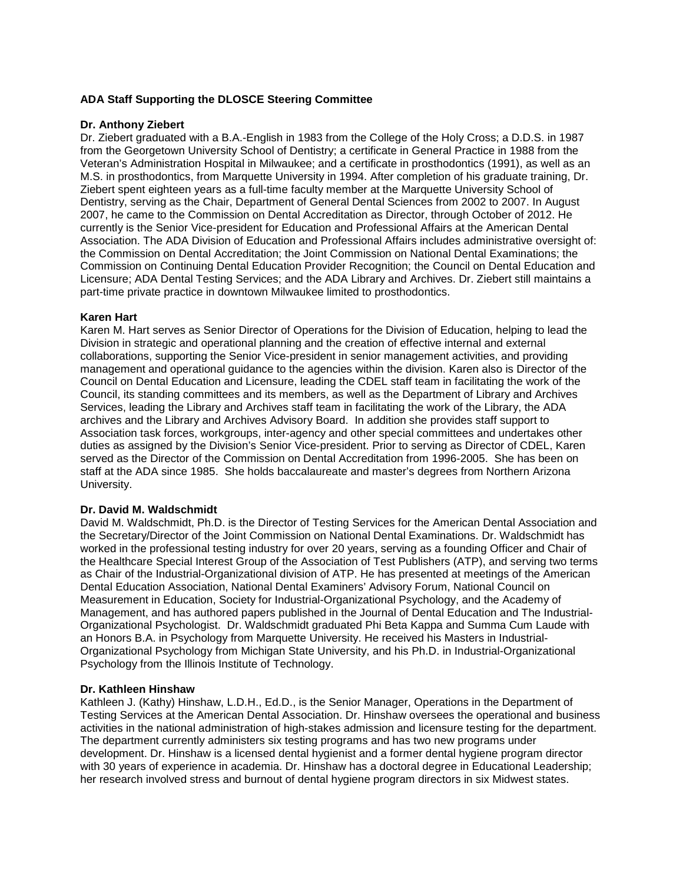**ADA Staff Supporting the DLOSCE Steering Committee**

**Dr. Anthony Ziebert**

Dr. Ziebert graduated with a B.A.-English in 1983 from the College of the Holy Cross; a D.D.S. in 1987 from the Georgetown University School of Dentistry; a certificate in General Practice in 1988 from the Veteran's Administration Hospital in Milwaukee; and a certificate in prosthodontics (1991), as well as an M.S. in prosthodontics, from Marquette University in 1994. After completion of his graduate training, Dr. Ziebert spent eighteen years as a full-time faculty member at the Marquette University School of Dentistry, serving as the Chair, Department of General Dental Sciences from 2002 to 2007. In August 2007, he came to the Commission on Dental Accreditation as Director, through October of 2012. He currently is the Senior Vice-president for Education and Professional Affairs at the American Dental Association. The ADA Division of Education and Professional Affairs includes administrative oversight of: the Commission on Dental Accreditation; the Joint Commission on National Dental Examinations; the Commission on Continuing Dental Education Provider Recognition; the Council on Dental Education and Licensure; ADA Dental Testing Services; and the ADA Library and Archives. Dr. Ziebert still maintains a part-time private practice in downtown Milwaukee limited to prosthodontics.

**Karen Hart**

Karen M. Hart serves as Senior Director of Operations for the Division of Education, helping to lead the Division in strategic and operational planning and the creation of effective internal and external collaborations, supporting the Senior Vice-president in senior management activities, and providing management and operational guidance to the agencies within the division. Karen also is Director of the Council on Dental Education and Licensure, leading the CDEL staff team in facilitating the work of the Council, its standing committees and its members, as well as the Department of Library and Archives Services, leading the Library and Archives staff team in facilitating the work of the Library, the ADA archives and the Library and Archives Advisory Board. In addition she provides staff support to Association task forces, workgroups, inter-agency and other special committees and undertakes other duties as assigned by the Division's Senior Vice-president. Prior to serving as Director of CDEL, Karen served as the Director of the Commission on Dental Accreditation from 1996-2005. She has been on staff at the ADA since 1985. She holds baccalaureate and master's degrees from Northern Arizona University.

**Dr. David M. Waldschmidt**

David M. Waldschmidt, Ph.D. is the Director of Testing Services for the American Dental Association and the Secretary/Director of the Joint Commission on National Dental Examinations. Dr. Waldschmidt has worked in the professional testing industry for over 20 years, serving as a founding Officer and Chair of the Healthcare Special Interest Group of the Association of Test Publishers (ATP), and serving two terms as Chair of the Industrial-Organizational division of ATP. He has presented at meetings of the American Dental Education Association, National Dental Examiners' Advisory Forum, National Council on Measurement in Education, Society for Industrial-Organizational Psychology, and the Academy of Management, and has authored papers published in the Journal of Dental Education and The Industrial-Organizational Psychologist. Dr. Waldschmidt graduated Phi Beta Kappa and Summa Cum Laude with an Honors B.A. in Psychology from Marquette University. He received his Masters in Industrial-Organizational Psychology from Michigan State University, and his Ph.D. in Industrial-Organizational Psychology from the Illinois Institute of Technology.

**Dr. Kathleen Hinshaw**

Kathleen J. (Kathy) Hinshaw, L.D.H., Ed.D., is the Senior Manager, Operations in the Department of Testing Services at the American Dental Association. Dr. Hinshaw oversees the operational and business activities in the national administration of high-stakes admission and licensure testing for the department. The department currently administers six testing programs and has two new programs under development. Dr. Hinshaw is a licensed dental hygienist and a former dental hygiene program director with 30 years of experience in academia. Dr. Hinshaw has a doctoral degree in Educational Leadership; her research involved stress and burnout of dental hygiene program directors in six Midwest states.